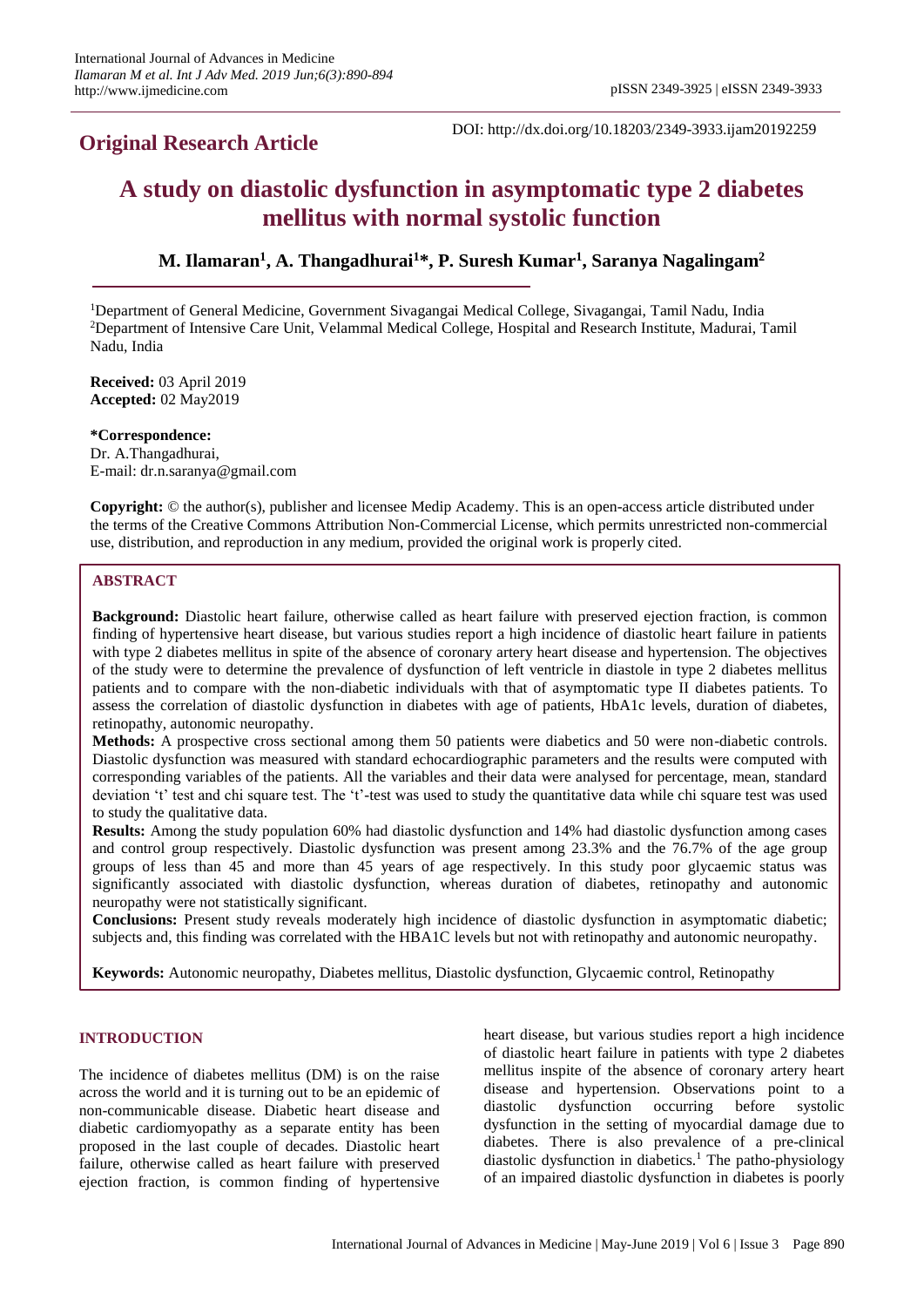**Original Research Article**

DOI: http://dx.doi.org/10.18203/2349-3933.ijam20192259

# A study on diastolic dysfunction in asymptomatic type 2 diabetes mellitus with normal systolic function

**M. Ilamaran[1], A. Thangadhurai[1]*, P. Suresh Kumar[1], Saranya Nagalingam[2]**

[1]Department of General Medicine, Government Sivagangai Medical College, Sivagangai, Tamil Nadu, India
[2]Department of Intensive Care Unit, Velammal Medical College, Hospital and Research Institute, Madurai, Tamil Nadu, India

**Received:** 03 April 2019
**Accepted:** 02 May2019

**\*Correspondence:**
Dr. A.Thangadhurai,
E-mail: dr.n.saranya@gmail.com

**Copyright:** © the author(s), publisher and licensee Medip Academy. This is an open-access article distributed under the terms of the Creative Commons Attribution Non-Commercial License, which permits unrestricted non-commercial use, distribution, and reproduction in any medium, provided the original work is properly cited.

## ABSTRACT

**Background:** Diastolic heart failure, otherwise called as heart failure with preserved ejection fraction, is common finding of hypertensive heart disease, but various studies report a high incidence of diastolic heart failure in patients with type 2 diabetes mellitus in spite of the absence of coronary artery heart disease and hypertension. The objectives of the study were to determine the prevalence of dysfunction of left ventricle in diastole in type 2 diabetes mellitus patients and to compare with the non-diabetic individuals with that of asymptomatic type II diabetes patients. To assess the correlation of diastolic dysfunction in diabetes with age of patients, HbA1c levels, duration of diabetes, retinopathy, autonomic neuropathy.

**Methods:** A prospective cross sectional among them 50 patients were diabetics and 50 were non-diabetic controls. Diastolic dysfunction was measured with standard echocardiographic parameters and the results were computed with corresponding variables of the patients. All the variables and their data were analysed for percentage, mean, standard deviation 't' test and chi square test. The 't'-test was used to study the quantitative data while chi square test was used to study the qualitative data.

**Results:** Among the study population 60% had diastolic dysfunction and 14% had diastolic dysfunction among cases and control group respectively. Diastolic dysfunction was present among 23.3% and the 76.7% of the age group groups of less than 45 and more than 45 years of age respectively. In this study poor glycaemic status was significantly associated with diastolic dysfunction, whereas duration of diabetes, retinopathy and autonomic neuropathy were not statistically significant.

**Conclusions:** Present study reveals moderately high incidence of diastolic dysfunction in asymptomatic diabetic; subjects and, this finding was correlated with the HBA1C levels but not with retinopathy and autonomic neuropathy.

**Keywords:** Autonomic neuropathy, Diabetes mellitus, Diastolic dysfunction, Glycaemic control, Retinopathy

## INTRODUCTION

The incidence of diabetes mellitus (DM) is on the raise across the world and it is turning out to be an epidemic of non-communicable disease. Diabetic heart disease and diabetic cardiomyopathy as a separate entity has been proposed in the last couple of decades. Diastolic heart failure, otherwise called as heart failure with preserved ejection fraction, is common finding of hypertensive heart disease, but various studies report a high incidence of diastolic heart failure in patients with type 2 diabetes mellitus inspite of the absence of coronary artery heart disease and hypertension. Observations point to a diastolic dysfunction occurring before systolic dysfunction in the setting of myocardial damage due to diabetes. There is also prevalence of a pre-clinical diastolic dysfunction in diabetics.[1] The patho-physiology of an impaired diastolic dysfunction in diabetes is poorly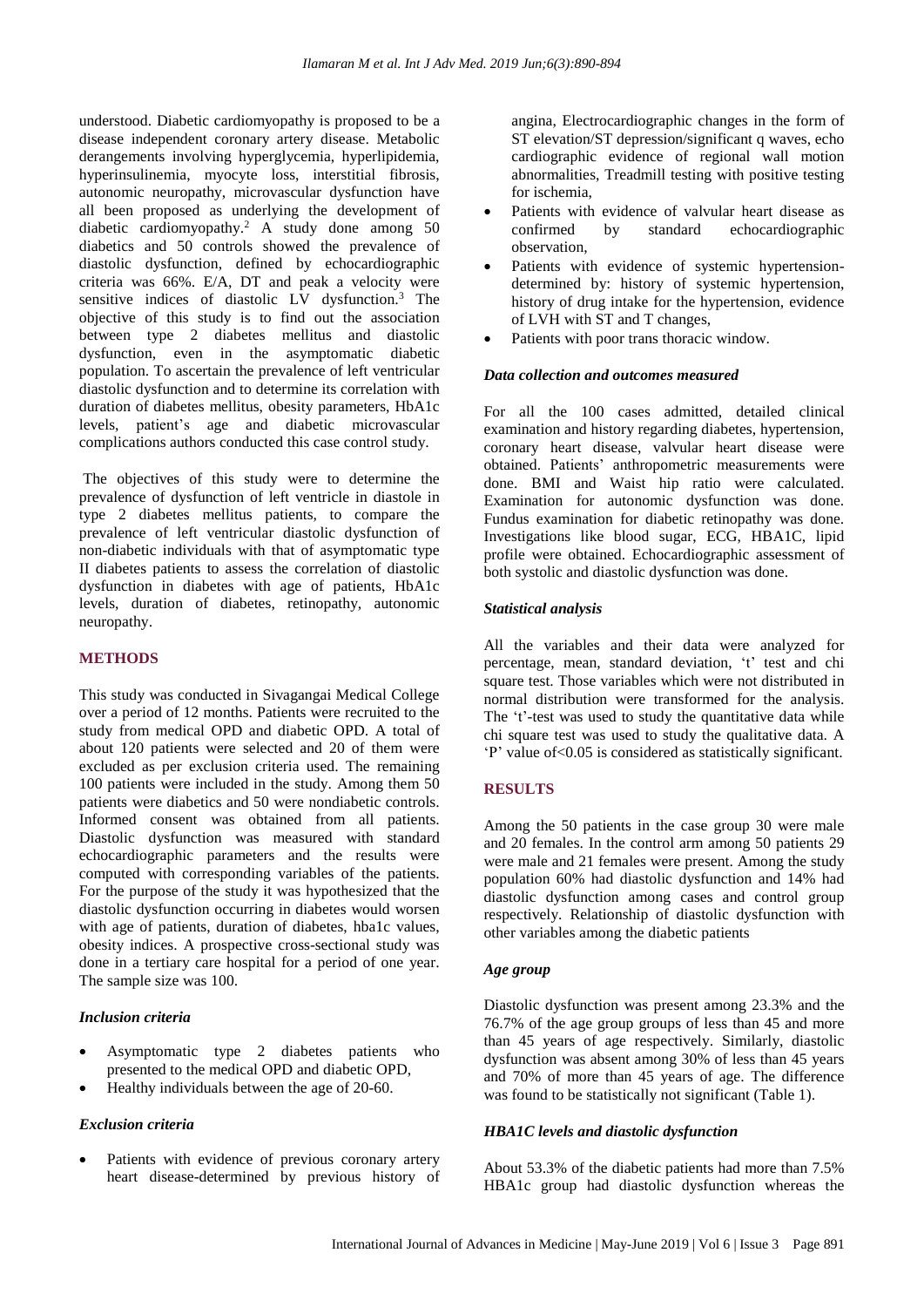understood. Diabetic cardiomyopathy is proposed to be a disease independent coronary artery disease. Metabolic derangements involving hyperglycemia, hyperlipidemia, hyperinsulinemia, myocyte loss, interstitial fibrosis, autonomic neuropathy, microvascular dysfunction have all been proposed as underlying the development of diabetic cardiomyopathy.[2] A study done among 50 diabetics and 50 controls showed the prevalence of diastolic dysfunction, defined by echocardiographic criteria was 66%. E/A, DT and peak a velocity were sensitive indices of diastolic LV dysfunction.[3] The objective of this study is to find out the association between type 2 diabetes mellitus and diastolic dysfunction, even in the asymptomatic diabetic population. To ascertain the prevalence of left ventricular diastolic dysfunction and to determine its correlation with duration of diabetes mellitus, obesity parameters, HbA1c levels, patient's age and diabetic microvascular complications authors conducted this case control study.

The objectives of this study were to determine the prevalence of dysfunction of left ventricle in diastole in type 2 diabetes mellitus patients, to compare the prevalence of left ventricular diastolic dysfunction of non-diabetic individuals with that of asymptomatic type II diabetes patients to assess the correlation of diastolic dysfunction in diabetes with age of patients, HbA1c levels, duration of diabetes, retinopathy, autonomic neuropathy.

## METHODS

This study was conducted in Sivagangai Medical College over a period of 12 months. Patients were recruited to the study from medical OPD and diabetic OPD. A total of about 120 patients were selected and 20 of them were excluded as per exclusion criteria used. The remaining 100 patients were included in the study. Among them 50 patients were diabetics and 50 were nondiabetic controls. Informed consent was obtained from all patients. Diastolic dysfunction was measured with standard echocardiographic parameters and the results were computed with corresponding variables of the patients. For the purpose of the study it was hypothesized that the diastolic dysfunction occurring in diabetes would worsen with age of patients, duration of diabetes, hba1c values, obesity indices. A prospective cross-sectional study was done in a tertiary care hospital for a period of one year. The sample size was 100.

### *Inclusion criteria*

- Asymptomatic type 2 diabetes patients who presented to the medical OPD and diabetic OPD,
- Healthy individuals between the age of 20-60.

### *Exclusion criteria*

- Patients with evidence of previous coronary artery heart disease-determined by previous history of angina, Electrocardiographic changes in the form of ST elevation/ST depression/significant q waves, echo cardiographic evidence of regional wall motion abnormalities, Treadmill testing with positive testing for ischemia,
- Patients with evidence of valvular heart disease as confirmed by standard echocardiographic observation,
- Patients with evidence of systemic hypertension-determined by: history of systemic hypertension, history of drug intake for the hypertension, evidence of LVH with ST and T changes,
- Patients with poor trans thoracic window.

### *Data collection and outcomes measured*

For all the 100 cases admitted, detailed clinical examination and history regarding diabetes, hypertension, coronary heart disease, valvular heart disease were obtained. Patients' anthropometric measurements were done. BMI and Waist hip ratio were calculated. Examination for autonomic dysfunction was done. Fundus examination for diabetic retinopathy was done. Investigations like blood sugar, ECG, HBA1C, lipid profile were obtained. Echocardiographic assessment of both systolic and diastolic dysfunction was done.

### *Statistical analysis*

All the variables and their data were analyzed for percentage, mean, standard deviation, 't' test and chi square test. Those variables which were not distributed in normal distribution were transformed for the analysis. The 't'-test was used to study the quantitative data while chi square test was used to study the qualitative data. A 'P' value of<0.05 is considered as statistically significant.

## RESULTS

Among the 50 patients in the case group 30 were male and 20 females. In the control arm among 50 patients 29 were male and 21 females were present. Among the study population 60% had diastolic dysfunction and 14% had diastolic dysfunction among cases and control group respectively. Relationship of diastolic dysfunction with other variables among the diabetic patients

### *Age group*

Diastolic dysfunction was present among 23.3% and the 76.7% of the age group groups of less than 45 and more than 45 years of age respectively. Similarly, diastolic dysfunction was absent among 30% of less than 45 years and 70% of more than 45 years of age. The difference was found to be statistically not significant (Table 1).

### *HBA1C levels and diastolic dysfunction*

About 53.3% of the diabetic patients had more than 7.5% HBA1c group had diastolic dysfunction whereas the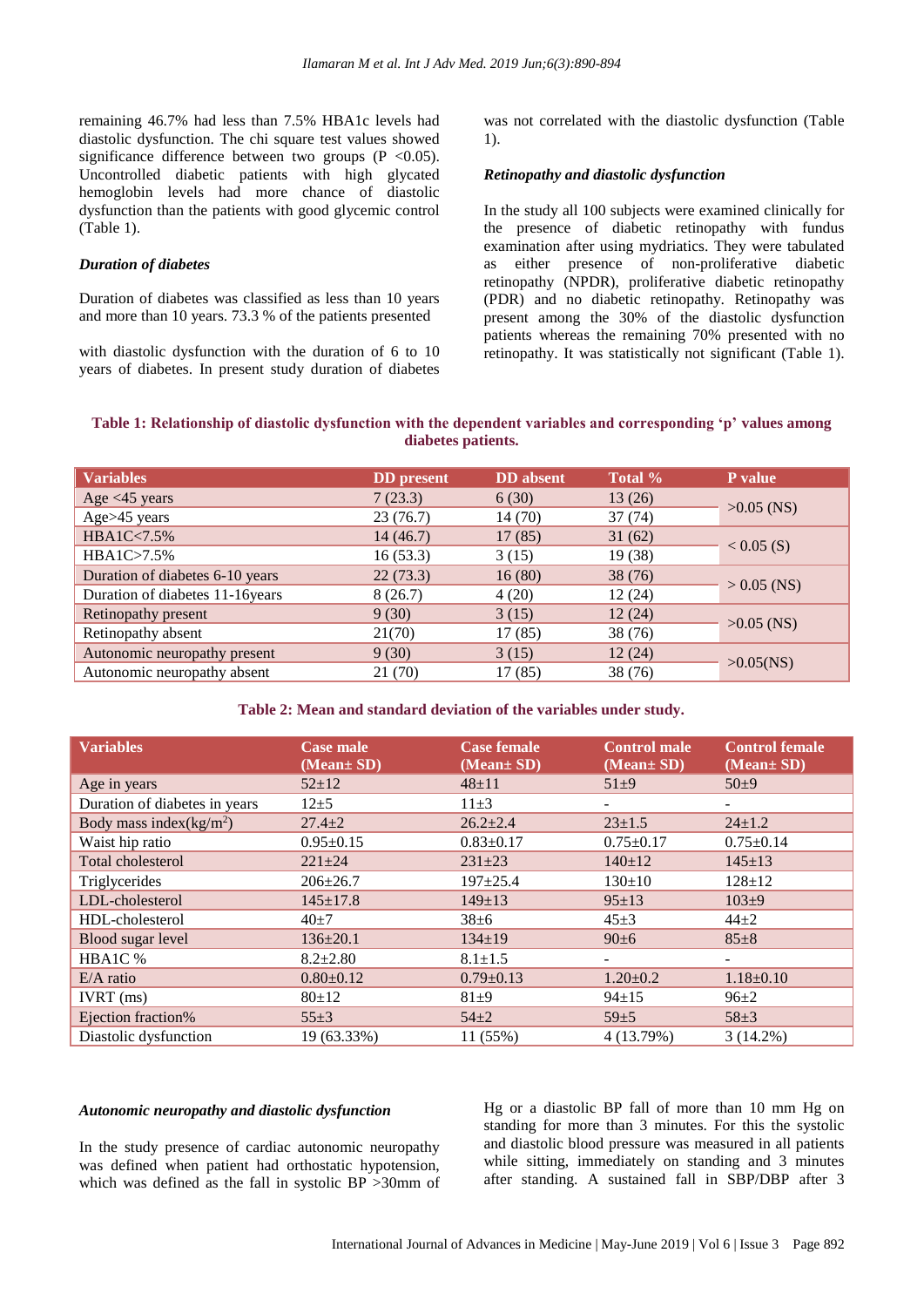remaining 46.7% had less than 7.5% HBA1c levels had diastolic dysfunction. The chi square test values showed significance difference between two groups (P <0.05). Uncontrolled diabetic patients with high glycated hemoglobin levels had more chance of diastolic dysfunction than the patients with good glycemic control (Table 1).

### *Duration of diabetes*

Duration of diabetes was classified as less than 10 years and more than 10 years. 73.3 % of the patients presented with diastolic dysfunction with the duration of 6 to 10 years of diabetes. In present study duration of diabetes was not correlated with the diastolic dysfunction (Table 1).

### *Retinopathy and diastolic dysfunction*

In the study all 100 subjects were examined clinically for the presence of diabetic retinopathy with fundus examination after using mydriatics. They were tabulated as either presence of non-proliferative diabetic retinopathy (NPDR), proliferative diabetic retinopathy (PDR) and no diabetic retinopathy. Retinopathy was present among the 30% of the diastolic dysfunction patients whereas the remaining 70% presented with no retinopathy. It was statistically not significant (Table 1).

**Table 1: Relationship of diastolic dysfunction with the dependent variables and corresponding 'p' values among diabetes patients.**

| Variables | DD present | DD absent | Total % | P value |
|---|---|---|---|---|
| Age <45 years | 7 (23.3) | 6 (30) | 13 (26) | >0.05 (NS) |
| Age>45 years | 23 (76.7) | 14 (70) | 37 (74) | |
| HBA1C<7.5% | 14 (46.7) | 17 (85) | 31 (62) | < 0.05 (S) |
| HBA1C>7.5% | 16 (53.3) | 3 (15) | 19 (38) | |
| Duration of diabetes 6-10 years | 22 (73.3) | 16 (80) | 38 (76) | > 0.05 (NS) |
| Duration of diabetes 11-16years | 8 (26.7) | 4 (20) | 12 (24) | |
| Retinopathy present | 9 (30) | 3 (15) | 12 (24) | >0.05 (NS) |
| Retinopathy absent | 21(70) | 17 (85) | 38 (76) | |
| Autonomic neuropathy present | 9 (30) | 3 (15) | 12 (24) | >0.05(NS) |
| Autonomic neuropathy absent | 21 (70) | 17 (85) | 38 (76) | |

**Table 2: Mean and standard deviation of the variables under study.**

| Variables | Case male (Mean± SD) | Case female (Mean± SD) | Control male (Mean± SD) | Control female (Mean± SD) |
|---|---|---|---|---|
| Age in years | 52±12 | 48±11 | 51±9 | 50±9 |
| Duration of diabetes in years | 12±5 | 11±3 | - | - |
| Body mass index(kg/m$^2$) | 27.4±2 | 26.2±2.4 | 23±1.5 | 24±1.2 |
| Waist hip ratio | 0.95±0.15 | 0.83±0.17 | 0.75±0.17 | 0.75±0.14 |
| Total cholesterol | 221±24 | 231±23 | 140±12 | 145±13 |
| Triglycerides | 206±26.7 | 197±25.4 | 130±10 | 128±12 |
| LDL-cholesterol | 145±17.8 | 149±13 | 95±13 | 103±9 |
| HDL-cholesterol | 40±7 | 38±6 | 45±3 | 44±2 |
| Blood sugar level | 136±20.1 | 134±19 | 90±6 | 85±8 |
| HBA1C % | 8.2±2.80 | 8.1±1.5 | - | - |
| E/A ratio | 0.80±0.12 | 0.79±0.13 | 1.20±0.2 | 1.18±0.10 |
| IVRT (ms) | 80±12 | 81±9 | 94±15 | 96±2 |
| Ejection fraction% | 55±3 | 54±2 | 59±5 | 58±3 |
| Diastolic dysfunction | 19 (63.33%) | 11 (55%) | 4 (13.79%) | 3 (14.2%) |

### *Autonomic neuropathy and diastolic dysfunction*

In the study presence of cardiac autonomic neuropathy was defined when patient had orthostatic hypotension, which was defined as the fall in systolic BP >30mm of Hg or a diastolic BP fall of more than 10 mm Hg on standing for more than 3 minutes. For this the systolic and diastolic blood pressure was measured in all patients while sitting, immediately on standing and 3 minutes after standing. A sustained fall in SBP/DBP after 3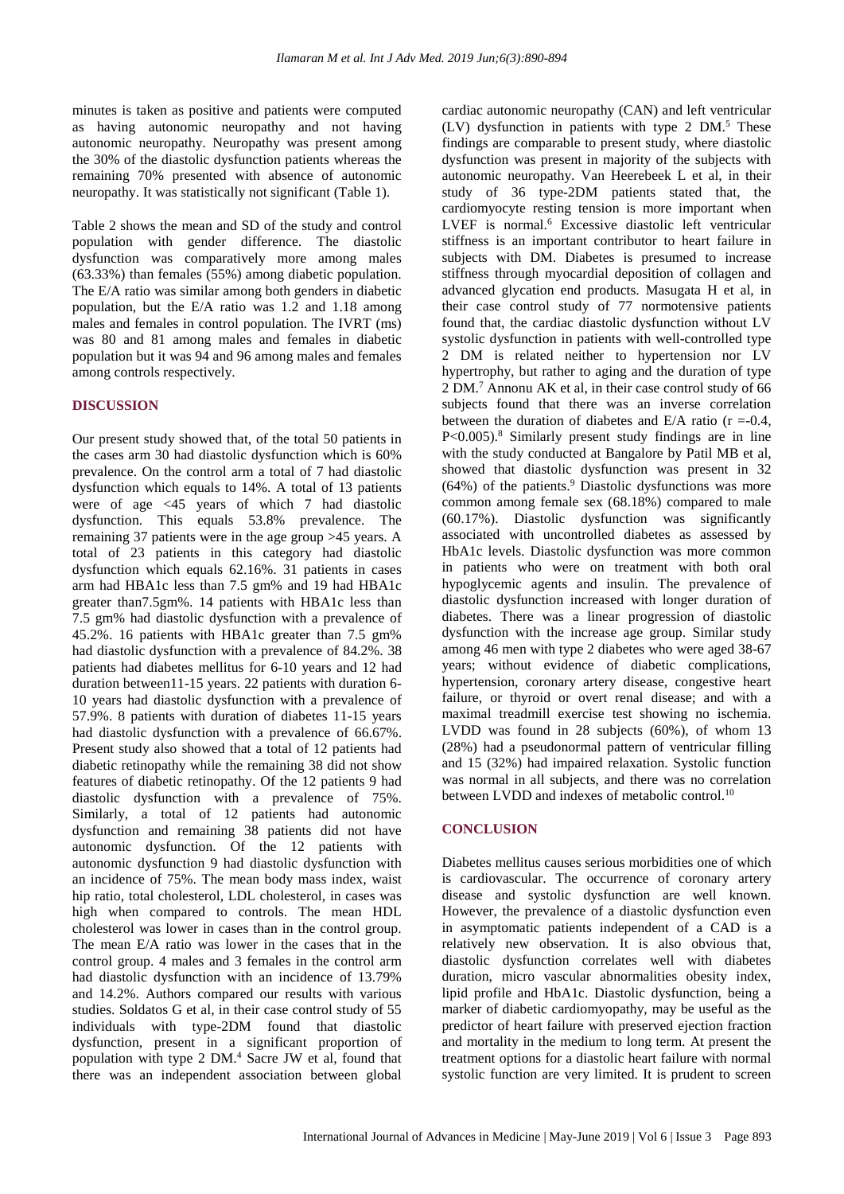minutes is taken as positive and patients were computed as having autonomic neuropathy and not having autonomic neuropathy. Neuropathy was present among the 30% of the diastolic dysfunction patients whereas the remaining 70% presented with absence of autonomic neuropathy. It was statistically not significant (Table 1).

Table 2 shows the mean and SD of the study and control population with gender difference. The diastolic dysfunction was comparatively more among males (63.33%) than females (55%) among diabetic population. The E/A ratio was similar among both genders in diabetic population, but the E/A ratio was 1.2 and 1.18 among males and females in control population. The IVRT (ms) was 80 and 81 among males and females in diabetic population but it was 94 and 96 among males and females among controls respectively.

## DISCUSSION

Our present study showed that, of the total 50 patients in the cases arm 30 had diastolic dysfunction which is 60% prevalence. On the control arm a total of 7 had diastolic dysfunction which equals to 14%. A total of 13 patients were of age <45 years of which 7 had diastolic dysfunction. This equals 53.8% prevalence. The remaining 37 patients were in the age group >45 years. A total of 23 patients in this category had diastolic dysfunction which equals 62.16%. 31 patients in cases arm had HBA1c less than 7.5 gm% and 19 had HBA1c greater than7.5gm%. 14 patients with HBA1c less than 7.5 gm% had diastolic dysfunction with a prevalence of 45.2%. 16 patients with HBA1c greater than 7.5 gm% had diastolic dysfunction with a prevalence of 84.2%. 38 patients had diabetes mellitus for 6-10 years and 12 had duration between11-15 years. 22 patients with duration 6-10 years had diastolic dysfunction with a prevalence of 57.9%. 8 patients with duration of diabetes 11-15 years had diastolic dysfunction with a prevalence of 66.67%. Present study also showed that a total of 12 patients had diabetic retinopathy while the remaining 38 did not show features of diabetic retinopathy. Of the 12 patients 9 had diastolic dysfunction with a prevalence of 75%. Similarly, a total of 12 patients had autonomic dysfunction and remaining 38 patients did not have autonomic dysfunction. Of the 12 patients with autonomic dysfunction 9 had diastolic dysfunction with an incidence of 75%. The mean body mass index, waist hip ratio, total cholesterol, LDL cholesterol, in cases was high when compared to controls. The mean HDL cholesterol was lower in cases than in the control group. The mean E/A ratio was lower in the cases that in the control group. 4 males and 3 females in the control arm had diastolic dysfunction with an incidence of 13.79% and 14.2%. Authors compared our results with various studies. Soldatos G et al, in their case control study of 55 individuals with type-2DM found that diastolic dysfunction, present in a significant proportion of population with type 2 DM.[4] Sacre JW et al, found that there was an independent association between global cardiac autonomic neuropathy (CAN) and left ventricular (LV) dysfunction in patients with type 2 DM.[5] These findings are comparable to present study, where diastolic dysfunction was present in majority of the subjects with autonomic neuropathy. Van Heerebeek L et al, in their study of 36 type-2DM patients stated that, the cardiomyocyte resting tension is more important when LVEF is normal.[6] Excessive diastolic left ventricular stiffness is an important contributor to heart failure in subjects with DM. Diabetes is presumed to increase stiffness through myocardial deposition of collagen and advanced glycation end products. Masugata H et al, in their case control study of 77 normotensive patients found that, the cardiac diastolic dysfunction without LV systolic dysfunction in patients with well-controlled type 2 DM is related neither to hypertension nor LV hypertrophy, but rather to aging and the duration of type 2 DM.[7] Annonu AK et al, in their case control study of 66 subjects found that there was an inverse correlation between the duration of diabetes and E/A ratio ($r = -0.4$, $P<0.005$).[8] Similarly present study findings are in line with the study conducted at Bangalore by Patil MB et al, showed that diastolic dysfunction was present in 32 (64%) of the patients.[9] Diastolic dysfunctions was more common among female sex (68.18%) compared to male (60.17%). Diastolic dysfunction was significantly associated with uncontrolled diabetes as assessed by HbA1c levels. Diastolic dysfunction was more common in patients who were on treatment with both oral hypoglycemic agents and insulin. The prevalence of diastolic dysfunction increased with longer duration of diabetes. There was a linear progression of diastolic dysfunction with the increase age group. Similar study among 46 men with type 2 diabetes who were aged 38-67 years; without evidence of diabetic complications, hypertension, coronary artery disease, congestive heart failure, or thyroid or overt renal disease; and with a maximal treadmill exercise test showing no ischemia. LVDD was found in 28 subjects (60%), of whom 13 (28%) had a pseudonormal pattern of ventricular filling and 15 (32%) had impaired relaxation. Systolic function was normal in all subjects, and there was no correlation between LVDD and indexes of metabolic control.[10]

## CONCLUSION

Diabetes mellitus causes serious morbidities one of which is cardiovascular. The occurrence of coronary artery disease and systolic dysfunction are well known. However, the prevalence of a diastolic dysfunction even in asymptomatic patients independent of a CAD is a relatively new observation. It is also obvious that, diastolic dysfunction correlates well with diabetes duration, micro vascular abnormalities obesity index, lipid profile and HbA1c. Diastolic dysfunction, being a marker of diabetic cardiomyopathy, may be useful as the predictor of heart failure with preserved ejection fraction and mortality in the medium to long term. At present the treatment options for a diastolic heart failure with normal systolic function are very limited. It is prudent to screen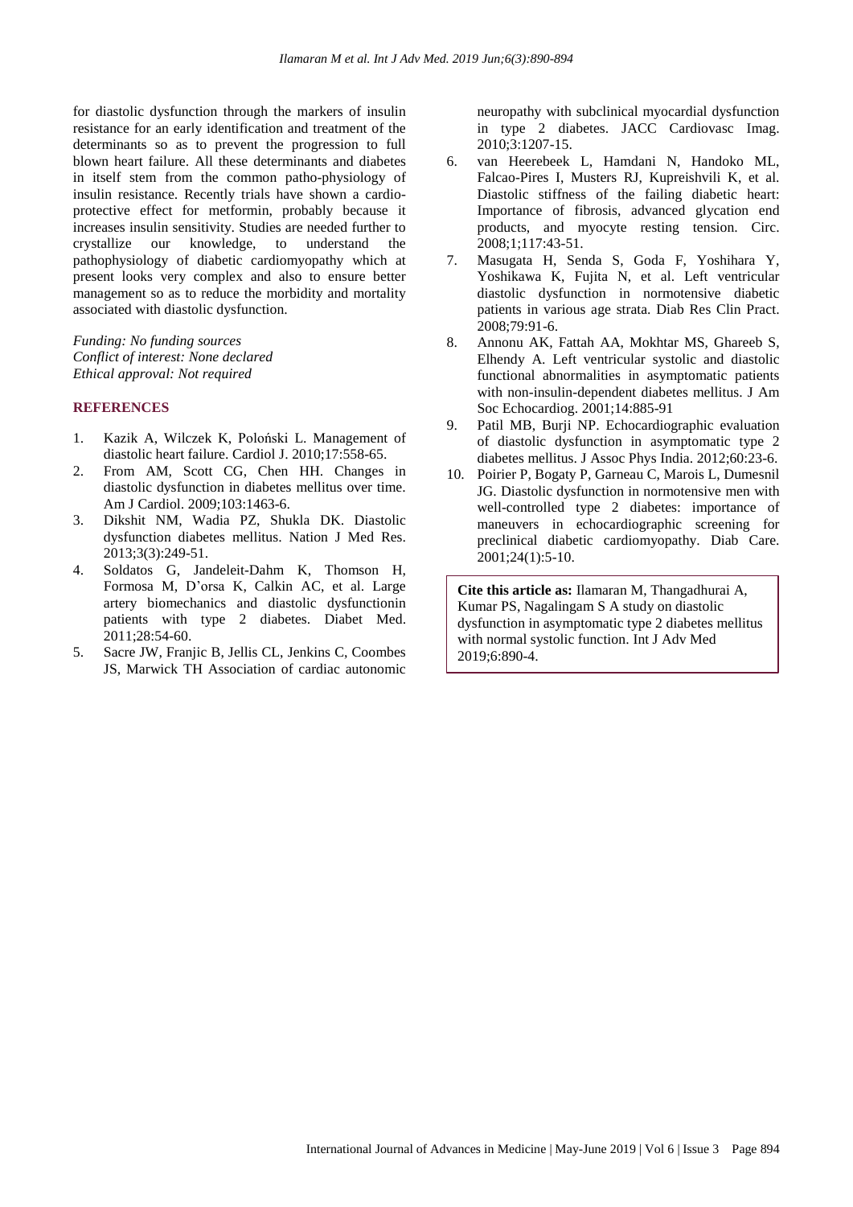for diastolic dysfunction through the markers of insulin resistance for an early identification and treatment of the determinants so as to prevent the progression to full blown heart failure. All these determinants and diabetes in itself stem from the common patho-physiology of insulin resistance. Recently trials have shown a cardio-protective effect for metformin, probably because it increases insulin sensitivity. Studies are needed further to crystallize our knowledge, to understand the pathophysiology of diabetic cardiomyopathy which at present looks very complex and also to ensure better management so as to reduce the morbidity and mortality associated with diastolic dysfunction.

*Funding: No funding sources*
*Conflict of interest: None declared*
*Ethical approval: Not required*

## REFERENCES

1. Kazik A, Wilczek K, Poloński L. Management of diastolic heart failure. Cardiol J. 2010;17:558-65.
2. From AM, Scott CG, Chen HH. Changes in diastolic dysfunction in diabetes mellitus over time. Am J Cardiol. 2009;103:1463-6.
3. Dikshit NM, Wadia PZ, Shukla DK. Diastolic dysfunction diabetes mellitus. Nation J Med Res. 2013;3(3):249-51.
4. Soldatos G, Jandeleit-Dahm K, Thomson H, Formosa M, D'orsa K, Calkin AC, et al. Large artery biomechanics and diastolic dysfunctionin patients with type 2 diabetes. Diabet Med. 2011;28:54-60.
5. Sacre JW, Franjic B, Jellis CL, Jenkins C, Coombes JS, Marwick TH Association of cardiac autonomic neuropathy with subclinical myocardial dysfunction in type 2 diabetes. JACC Cardiovasc Imag. 2010;3:1207-15.
6. van Heerebeek L, Hamdani N, Handoko ML, Falcao-Pires I, Musters RJ, Kupreishvili K, et al. Diastolic stiffness of the failing diabetic heart: Importance of fibrosis, advanced glycation end products, and myocyte resting tension. Circ. 2008;1;117:43-51.
7. Masugata H, Senda S, Goda F, Yoshihara Y, Yoshikawa K, Fujita N, et al. Left ventricular diastolic dysfunction in normotensive diabetic patients in various age strata. Diab Res Clin Pract. 2008;79:91-6.
8. Annonu AK, Fattah AA, Mokhtar MS, Ghareeb S, Elhendy A. Left ventricular systolic and diastolic functional abnormalities in asymptomatic patients with non-insulin-dependent diabetes mellitus. J Am Soc Echocardiog. 2001;14:885-91
9. Patil MB, Burji NP. Echocardiographic evaluation of diastolic dysfunction in asymptomatic type 2 diabetes mellitus. J Assoc Phys India. 2012;60:23-6.
10. Poirier P, Bogaty P, Garneau C, Marois L, Dumesnil JG. Diastolic dysfunction in normotensive men with well-controlled type 2 diabetes: importance of maneuvers in echocardiographic screening for preclinical diabetic cardiomyopathy. Diab Care. 2001;24(1):5-10.

**Cite this article as:** Ilamaran M, Thangadhurai A, Kumar PS, Nagalingam S A study on diastolic dysfunction in asymptomatic type 2 diabetes mellitus with normal systolic function. Int J Adv Med 2019;6:890-4.